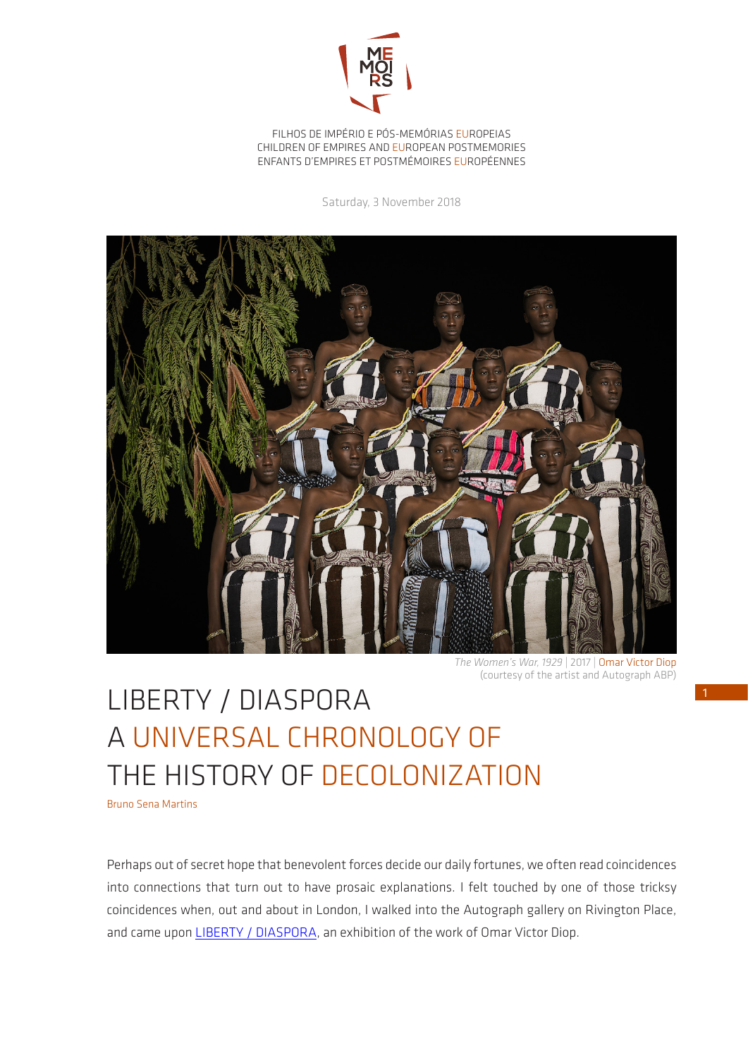MEMOIRS

FILHOS DE IMPÉRIO E PÓS-MEMÓRIAS EUROPEIAS
CHILDREN OF EMPIRES AND EUROPEAN POSTMEMORIES
ENFANTS D'EMPIRES ET POSTMÉMOIRES EUROPÉENNES

Saturday, 3 November 2018

*The Women's War, 1929* | 2017 | Omar Victor Diop
(courtesy of the artist and Autograph ABP)

# LIBERTY / DIASPORA
# A UNIVERSAL CHRONOLOGY OF THE HISTORY OF DECOLONIZATION

Bruno Sena Martins

Perhaps out of secret hope that benevolent forces decide our daily fortunes, we often read coincidences into connections that turn out to have prosaic explanations. I felt touched by one of those tricksy coincidences when, out and about in London, I walked into the Autograph gallery on Rivington Place, and came upon LIBERTY / DIASPORA, an exhibition of the work of Omar Victor Diop.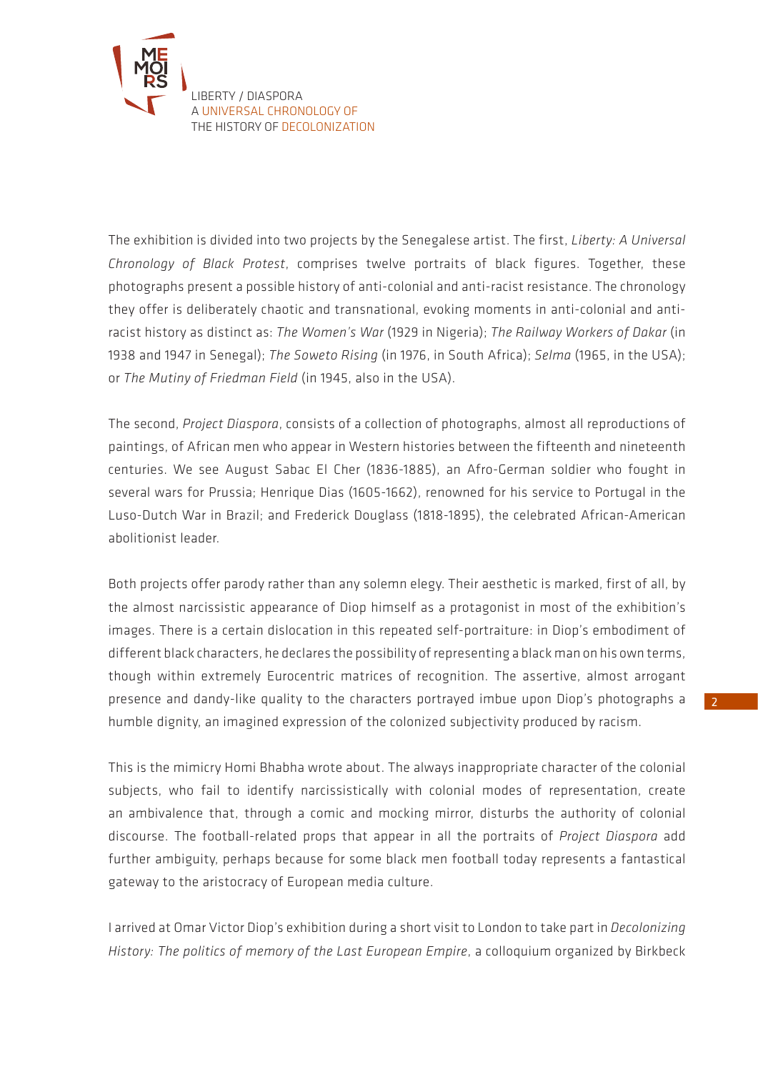The exhibition is divided into two projects by the Senegalese artist. The first, *Liberty: A Universal Chronology of Black Protest*, comprises twelve portraits of black figures. Together, these photographs present a possible history of anti-colonial and anti-racist resistance. The chronology they offer is deliberately chaotic and transnational, evoking moments in anti-colonial and anti-racist history as distinct as: *The Women's War* (1929 in Nigeria); *The Railway Workers of Dakar* (in 1938 and 1947 in Senegal); *The Soweto Rising* (in 1976, in South Africa); *Selma* (1965, in the USA); or *The Mutiny of Friedman Field* (in 1945, also in the USA).

The second, *Project Diaspora*, consists of a collection of photographs, almost all reproductions of paintings, of African men who appear in Western histories between the fifteenth and nineteenth centuries. We see August Sabac El Cher (1836-1885), an Afro-German soldier who fought in several wars for Prussia; Henrique Dias (1605-1662), renowned for his service to Portugal in the Luso-Dutch War in Brazil; and Frederick Douglass (1818-1895), the celebrated African-American abolitionist leader.

Both projects offer parody rather than any solemn elegy. Their aesthetic is marked, first of all, by the almost narcissistic appearance of Diop himself as a protagonist in most of the exhibition's images. There is a certain dislocation in this repeated self-portraiture: in Diop's embodiment of different black characters, he declares the possibility of representing a black man on his own terms, though within extremely Eurocentric matrices of recognition. The assertive, almost arrogant presence and dandy-like quality to the characters portrayed imbue upon Diop's photographs a humble dignity, an imagined expression of the colonized subjectivity produced by racism.

This is the mimicry Homi Bhabha wrote about. The always inappropriate character of the colonial subjects, who fail to identify narcissistically with colonial modes of representation, create an ambivalence that, through a comic and mocking mirror, disturbs the authority of colonial discourse. The football-related props that appear in all the portraits of *Project Diaspora* add further ambiguity, perhaps because for some black men football today represents a fantastical gateway to the aristocracy of European media culture.

I arrived at Omar Victor Diop's exhibition during a short visit to London to take part in *Decolonizing History: The politics of memory of the Last European Empire*, a colloquium organized by Birkbeck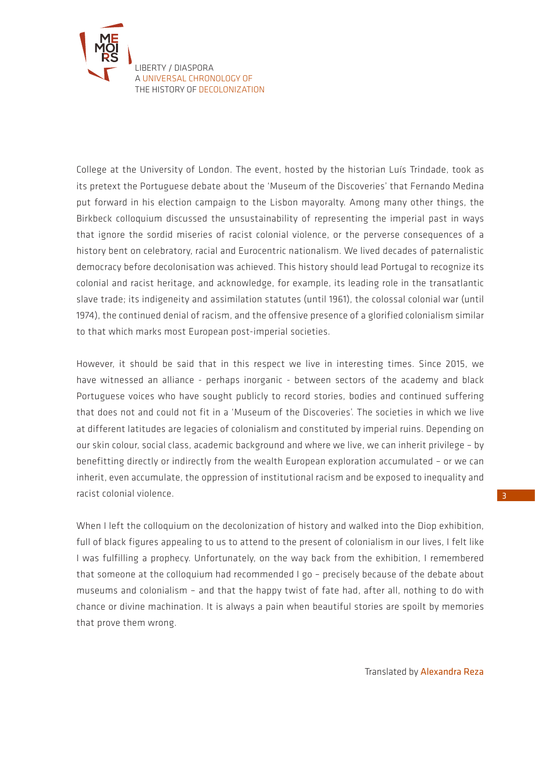College at the University of London. The event, hosted by the historian Luís Trindade, took as its pretext the Portuguese debate about the 'Museum of the Discoveries' that Fernando Medina put forward in his election campaign to the Lisbon mayoralty. Among many other things, the Birkbeck colloquium discussed the unsustainability of representing the imperial past in ways that ignore the sordid miseries of racist colonial violence, or the perverse consequences of a history bent on celebratory, racial and Eurocentric nationalism. We lived decades of paternalistic democracy before decolonisation was achieved. This history should lead Portugal to recognize its colonial and racist heritage, and acknowledge, for example, its leading role in the transatlantic slave trade; its indigeneity and assimilation statutes (until 1961), the colossal colonial war (until 1974), the continued denial of racism, and the offensive presence of a glorified colonialism similar to that which marks most European post-imperial societies.

However, it should be said that in this respect we live in interesting times. Since 2015, we have witnessed an alliance - perhaps inorganic - between sectors of the academy and black Portuguese voices who have sought publicly to record stories, bodies and continued suffering that does not and could not fit in a 'Museum of the Discoveries'. The societies in which we live at different latitudes are legacies of colonialism and constituted by imperial ruins. Depending on our skin colour, social class, academic background and where we live, we can inherit privilege – by benefitting directly or indirectly from the wealth European exploration accumulated – or we can inherit, even accumulate, the oppression of institutional racism and be exposed to inequality and racist colonial violence.

When I left the colloquium on the decolonization of history and walked into the Diop exhibition, full of black figures appealing to us to attend to the present of colonialism in our lives, I felt like I was fulfilling a prophecy. Unfortunately, on the way back from the exhibition, I remembered that someone at the colloquium had recommended I go – precisely because of the debate about museums and colonialism – and that the happy twist of fate had, after all, nothing to do with chance or divine machination. It is always a pain when beautiful stories are spoilt by memories that prove them wrong.

Translated by Alexandra Reza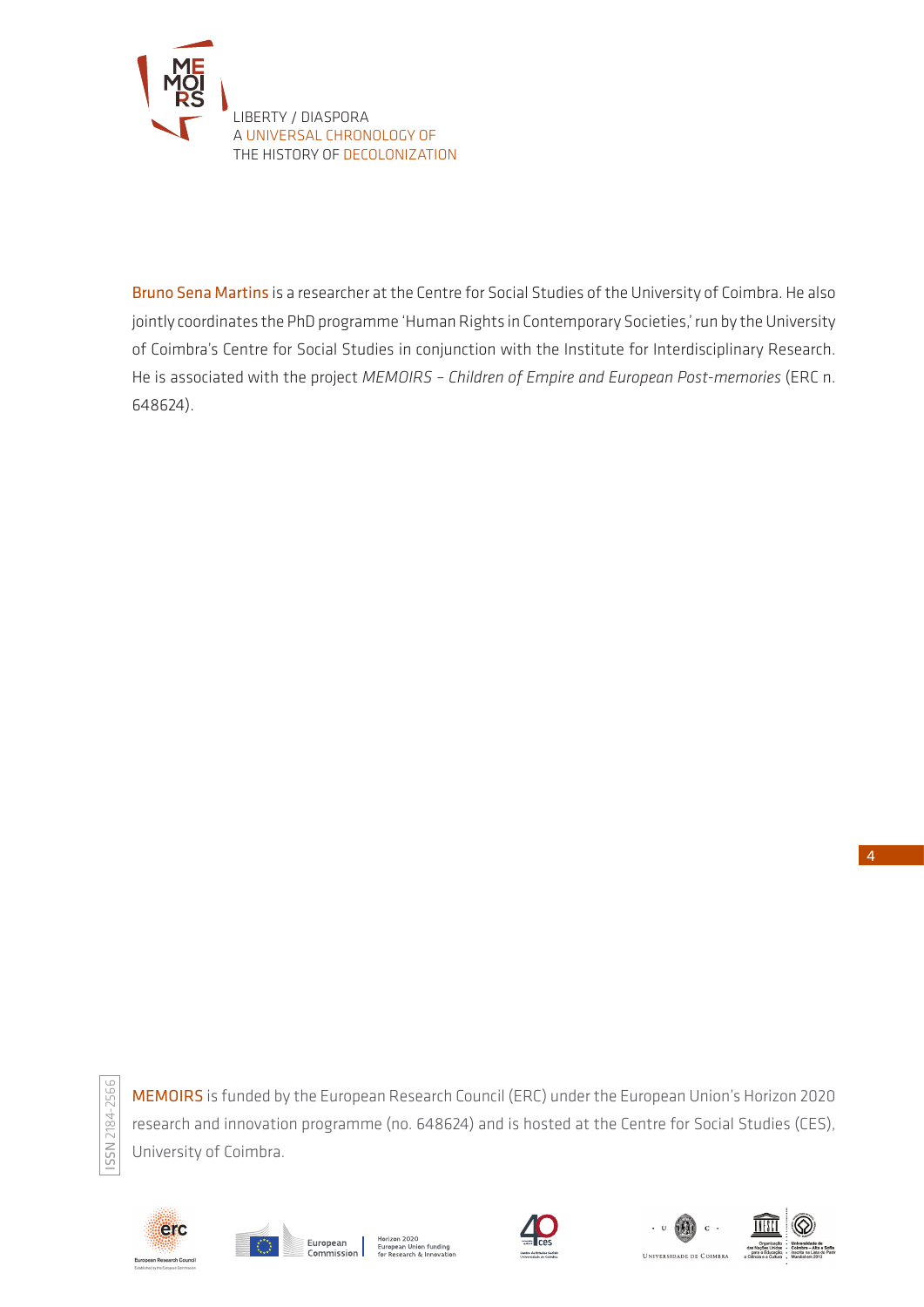Bruno Sena Martins is a researcher at the Centre for Social Studies of the University of Coimbra. He also jointly coordinates the PhD programme 'Human Rights in Contemporary Societies,' run by the University of Coimbra's Centre for Social Studies in conjunction with the Institute for Interdisciplinary Research. He is associated with the project *MEMOIRS – Children of Empire and European Post-memories* (ERC n. 648624).

MEMOIRS is funded by the European Research Council (ERC) under the European Union's Horizon 2020 research and innovation programme (no. 648624) and is hosted at the Centre for Social Studies (CES), University of Coimbra.